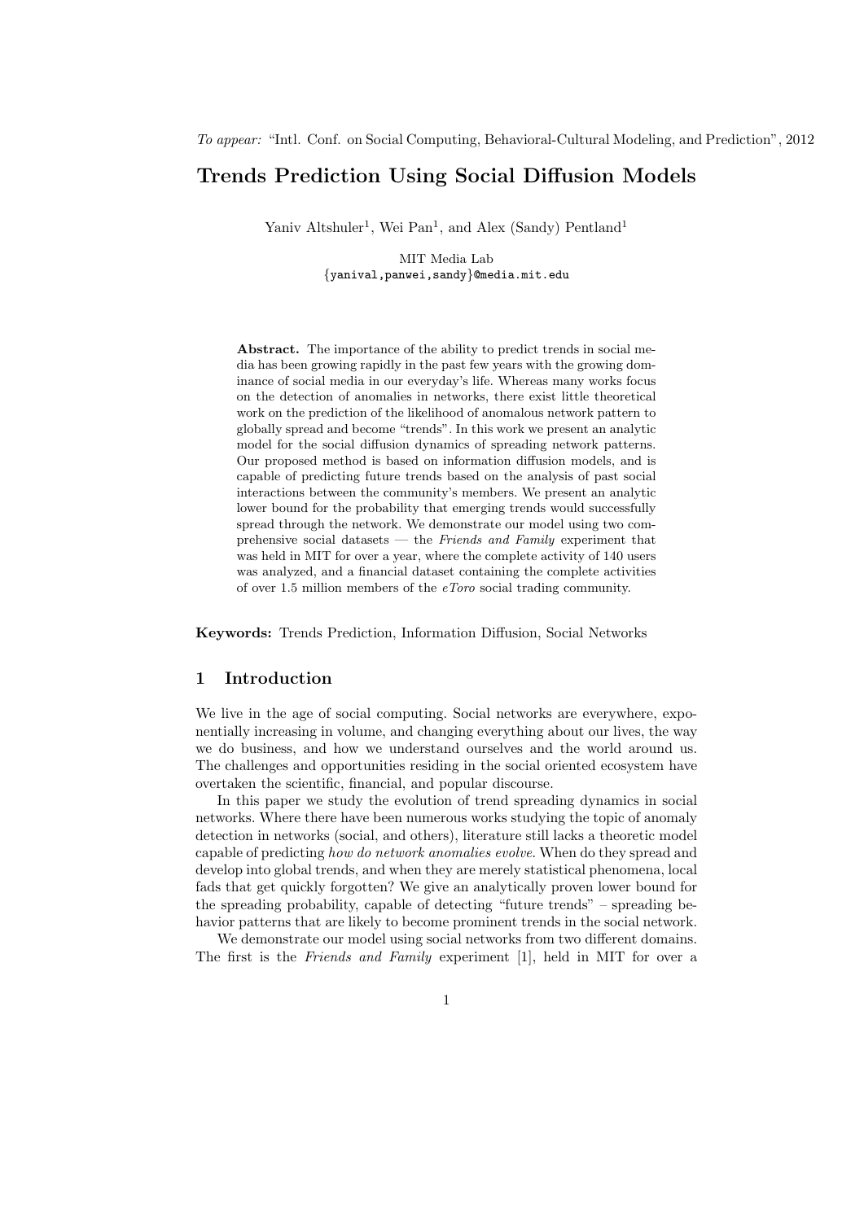*To appear:* "Intl. Conf. on Social Computing, Behavioral-Cultural Modeling, and Prediction", 2012

# Trends Prediction Using Social Diffusion Models

Yaniv Altshuler[1], Wei Pan[1], and Alex (Sandy) Pentland[1]

MIT Media Lab
{yanival,panwei,sandy}@media.mit.edu

**Abstract.** The importance of the ability to predict trends in social media has been growing rapidly in the past few years with the growing dominance of social media in our everyday's life. Whereas many works focus on the detection of anomalies in networks, there exist little theoretical work on the prediction of the likelihood of anomalous network pattern to globally spread and become "trends". In this work we present an analytic model for the social diffusion dynamics of spreading network patterns. Our proposed method is based on information diffusion models, and is capable of predicting future trends based on the analysis of past social interactions between the community's members. We present an analytic lower bound for the probability that emerging trends would successfully spread through the network. We demonstrate our model using two comprehensive social datasets — the *Friends and Family* experiment that was held in MIT for over a year, where the complete activity of 140 users was analyzed, and a financial dataset containing the complete activities of over 1.5 million members of the *eToro* social trading community.

**Keywords:** Trends Prediction, Information Diffusion, Social Networks

## 1 Introduction

We live in the age of social computing. Social networks are everywhere, exponentially increasing in volume, and changing everything about our lives, the way we do business, and how we understand ourselves and the world around us. The challenges and opportunities residing in the social oriented ecosystem have overtaken the scientific, financial, and popular discourse.

In this paper we study the evolution of trend spreading dynamics in social networks. Where there have been numerous works studying the topic of anomaly detection in networks (social, and others), literature still lacks a theoretic model capable of predicting *how do network anomalies evolve*. When do they spread and develop into global trends, and when they are merely statistical phenomena, local fads that get quickly forgotten? We give an analytically proven lower bound for the spreading probability, capable of detecting "future trends" – spreading behavior patterns that are likely to become prominent trends in the social network.

We demonstrate our model using social networks from two different domains. The first is the *Friends and Family* experiment [1], held in MIT for over a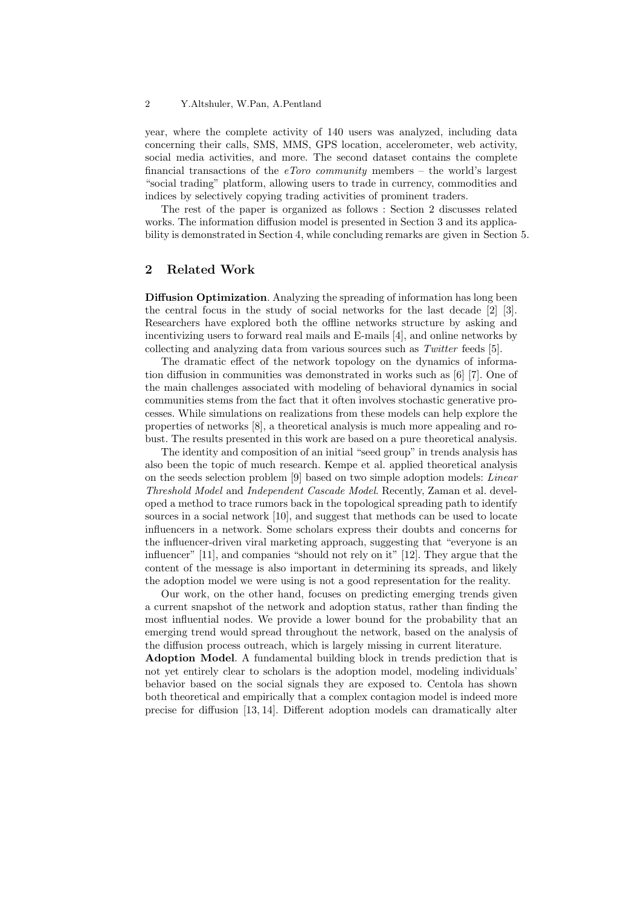year, where the complete activity of 140 users was analyzed, including data concerning their calls, SMS, MMS, GPS location, accelerometer, web activity, social media activities, and more. The second dataset contains the complete financial transactions of the *eToro community* members – the world's largest "social trading" platform, allowing users to trade in currency, commodities and indices by selectively copying trading activities of prominent traders.

The rest of the paper is organized as follows : Section 2 discusses related works. The information diffusion model is presented in Section 3 and its applicability is demonstrated in Section 4, while concluding remarks are given in Section 5.

## 2 Related Work

**Diffusion Optimization**. Analyzing the spreading of information has long been the central focus in the study of social networks for the last decade [2] [3]. Researchers have explored both the offline networks structure by asking and incentivizing users to forward real mails and E-mails [4], and online networks by collecting and analyzing data from various sources such as *Twitter* feeds [5].

The dramatic effect of the network topology on the dynamics of information diffusion in communities was demonstrated in works such as [6] [7]. One of the main challenges associated with modeling of behavioral dynamics in social communities stems from the fact that it often involves stochastic generative processes. While simulations on realizations from these models can help explore the properties of networks [8], a theoretical analysis is much more appealing and robust. The results presented in this work are based on a pure theoretical analysis.

The identity and composition of an initial "seed group" in trends analysis has also been the topic of much research. Kempe et al. applied theoretical analysis on the seeds selection problem [9] based on two simple adoption models: *Linear Threshold Model* and *Independent Cascade Model*. Recently, Zaman et al. developed a method to trace rumors back in the topological spreading path to identify sources in a social network [10], and suggest that methods can be used to locate influencers in a network. Some scholars express their doubts and concerns for the influencer-driven viral marketing approach, suggesting that "everyone is an influencer" [11], and companies "should not rely on it" [12]. They argue that the content of the message is also important in determining its spreads, and likely the adoption model we were using is not a good representation for the reality.

Our work, on the other hand, focuses on predicting emerging trends given a current snapshot of the network and adoption status, rather than finding the most influential nodes. We provide a lower bound for the probability that an emerging trend would spread throughout the network, based on the analysis of the diffusion process outreach, which is largely missing in current literature.

**Adoption Model**. A fundamental building block in trends prediction that is not yet entirely clear to scholars is the adoption model, modeling individuals' behavior based on the social signals they are exposed to. Centola has shown both theoretical and empirically that a complex contagion model is indeed more precise for diffusion [13, 14]. Different adoption models can dramatically alter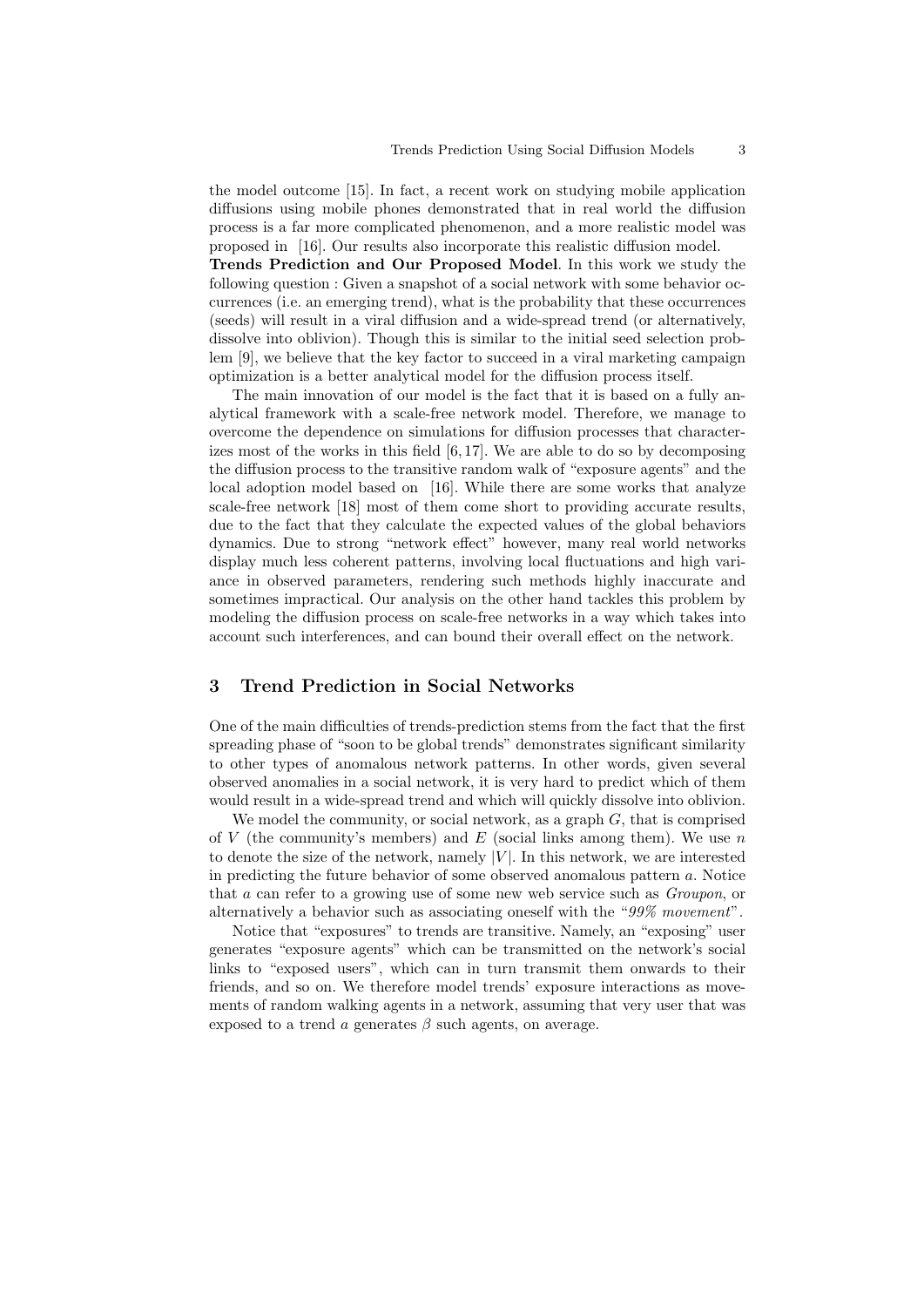the model outcome [15]. In fact, a recent work on studying mobile application diffusions using mobile phones demonstrated that in real world the diffusion process is a far more complicated phenomenon, and a more realistic model was proposed in [16]. Our results also incorporate this realistic diffusion model.

**Trends Prediction and Our Proposed Model**. In this work we study the following question : Given a snapshot of a social network with some behavior occurrences (i.e. an emerging trend), what is the probability that these occurrences (seeds) will result in a viral diffusion and a wide-spread trend (or alternatively, dissolve into oblivion). Though this is similar to the initial seed selection problem [9], we believe that the key factor to succeed in a viral marketing campaign optimization is a better analytical model for the diffusion process itself.

The main innovation of our model is the fact that it is based on a fully analytical framework with a scale-free network model. Therefore, we manage to overcome the dependence on simulations for diffusion processes that characterizes most of the works in this field [6, 17]. We are able to do so by decomposing the diffusion process to the transitive random walk of "exposure agents" and the local adoption model based on [16]. While there are some works that analyze scale-free network [18] most of them come short to providing accurate results, due to the fact that they calculate the expected values of the global behaviors dynamics. Due to strong "network effect" however, many real world networks display much less coherent patterns, involving local fluctuations and high variance in observed parameters, rendering such methods highly inaccurate and sometimes impractical. Our analysis on the other hand tackles this problem by modeling the diffusion process on scale-free networks in a way which takes into account such interferences, and can bound their overall effect on the network.

## 3 Trend Prediction in Social Networks

One of the main difficulties of trends-prediction stems from the fact that the first spreading phase of "soon to be global trends" demonstrates significant similarity to other types of anomalous network patterns. In other words, given several observed anomalies in a social network, it is very hard to predict which of them would result in a wide-spread trend and which will quickly dissolve into oblivion.

We model the community, or social network, as a graph $G$, that is comprised of $V$ (the community's members) and $E$ (social links among them). We use $n$ to denote the size of the network, namely $|V|$. In this network, we are interested in predicting the future behavior of some observed anomalous pattern $a$. Notice that $a$ can refer to a growing use of some new web service such as *Groupon*, or alternatively a behavior such as associating oneself with the "*99% movement*".

Notice that "exposures" to trends are transitive. Namely, an "exposing" user generates "exposure agents" which can be transmitted on the network's social links to "exposed users", which can in turn transmit them onwards to their friends, and so on. We therefore model trends' exposure interactions as movements of random walking agents in a network, assuming that very user that was exposed to a trend $a$ generates $\beta$ such agents, on average.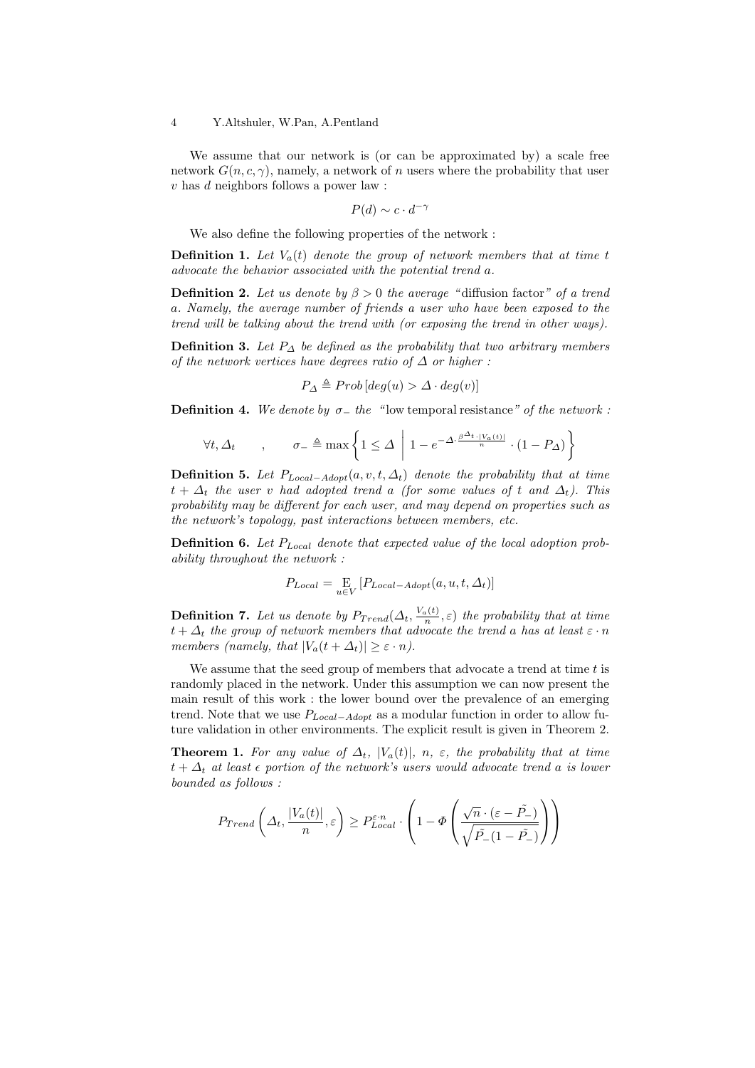We assume that our network is (or can be approximated by) a scale free network $G(n, c, \gamma)$, namely, a network of $n$ users where the probability that user $v$ has $d$ neighbors follows a power law :

$$P(d) \sim c \cdot d^{-\gamma}$$

We also define the following properties of the network :

**Definition 1.** *Let $V_a(t)$ denote the group of network members that at time $t$ advocate the behavior associated with the potential trend $a$.*

**Definition 2.** *Let us denote by $\beta > 0$ the average* "diffusion factor" *of a trend $a$. Namely, the average number of friends a user who have been exposed to the trend will be talking about the trend with (or exposing the trend in other ways).*

**Definition 3.** *Let $P_\Delta$ be defined as the probability that two arbitrary members of the network vertices have degrees ratio of $\Delta$ or higher :*

$$P_\Delta \triangleq Prob\left[deg(u) > \Delta \cdot deg(v)\right]$$

**Definition 4.** *We denote by $\sigma_-$ the* "low temporal resistance" *of the network :*

$$\forall t, \Delta_t \qquad , \qquad \sigma_- \triangleq \max\left\{1 \leq \Delta \;\middle|\; 1 - e^{-\Delta \cdot \frac{\beta^{\Delta_t} \cdot |V_a(t)|}{n}} \cdot (1 - P_\Delta)\right\}$$

**Definition 5.** *Let $P_{Local-Adopt}(a, v, t, \Delta_t)$ denote the probability that at time $t + \Delta_t$ the user $v$ had adopted trend $a$ (for some values of $t$ and $\Delta_t$). This probability may be different for each user, and may depend on properties such as the network's topology, past interactions between members, etc.*

**Definition 6.** *Let $P_{Local}$ denote that expected value of the local adoption probability throughout the network :*

$$P_{Local} = \mathop{\mathrm{E}}_{u \in V}\left[P_{Local-Adopt}(a, u, t, \Delta_t)\right]$$

**Definition 7.** *Let us denote by $P_{Trend}(\Delta_t, \frac{V_a(t)}{n}, \varepsilon)$ the probability that at time $t + \Delta_t$ the group of network members that advocate the trend $a$ has at least $\varepsilon \cdot n$ members (namely, that $|V_a(t + \Delta_t)| \geq \varepsilon \cdot n$).*

We assume that the seed group of members that advocate a trend at time $t$ is randomly placed in the network. Under this assumption we can now present the main result of this work : the lower bound over the prevalence of an emerging trend. Note that we use $P_{Local-Adopt}$ as a modular function in order to allow future validation in other environments. The explicit result is given in Theorem 2.

**Theorem 1.** *For any value of $\Delta_t$, $|V_a(t)|$, $n$, $\varepsilon$, the probability that at time $t + \Delta_t$ at least $\epsilon$ portion of the network's users would advocate trend $a$ is lower bounded as follows :*

$$P_{Trend}\left(\Delta_t, \frac{|V_a(t)|}{n}, \varepsilon\right) \geq P_{Local}^{\varepsilon \cdot n} \cdot \left(1 - \Phi\left(\frac{\sqrt{n} \cdot (\varepsilon - \tilde{P_-})}{\sqrt{\tilde{P_-}(1 - \tilde{P_-})}}\right)\right)$$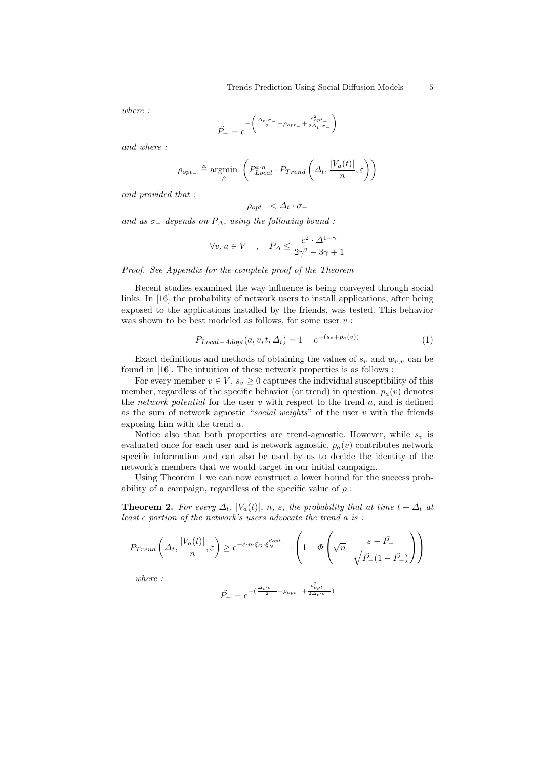*where :*

$$\tilde{P_-} = e^{-\left(\frac{\Delta_t \cdot \sigma_-}{2} - \rho_{opt_-} + \frac{\rho_{opt_-}^2}{2\Delta_t \cdot \sigma_-}\right)}$$

*and where :*

$$\rho_{opt_-} \triangleq \underset{\rho}{\text{argmin}} \left( P_{Local}^{\varepsilon \cdot n} \cdot P_{Trend}\left(\Delta_t, \frac{|V_a(t)|}{n}, \varepsilon\right)\right)$$

*and provided that :*

$$\rho_{opt_-} < \Delta_t \cdot \sigma_-$$

*and as $\sigma_-$ depends on $P_\Delta$, using the following bound :*

$$\forall v, u \in V \quad , \quad P_\Delta \leq \frac{c^2 \cdot \Delta^{1-\gamma}}{2\gamma^2 - 3\gamma + 1}$$

*Proof. See Appendix for the complete proof of the Theorem*

Recent studies examined the way influence is being conveyed through social links. In [16] the probability of network users to install applications, after being exposed to the applications installed by the friends, was tested. This behavior was shown to be best modeled as follows, for some user $v$ :

$$P_{Local-Adopt}(a, v, t, \Delta_t) = 1 - e^{-(s_v + p_a(v))} \tag{1}$$

Exact definitions and methods of obtaining the values of $s_v$ and $w_{v,u}$ can be found in [16]. The intuition of these network properties is as follows :

For every member $v \in V$, $s_v \geq 0$ captures the individual susceptibility of this member, regardless of the specific behavior (or trend) in question. $p_a(v)$ denotes the *network potential* for the user $v$ with respect to the trend $a$, and is defined as the sum of network agnostic "*social weights*" of the user $v$ with the friends exposing him with the trend $a$.

Notice also that both properties are trend-agnostic. However, while $s_v$ is evaluated once for each user and is network agnostic, $p_a(v)$ contributes network specific information and can also be used by us to decide the identity of the network's members that we would target in our initial campaign.

Using Theorem 1 we can now construct a lower bound for the success probability of a campaign, regardless of the specific value of $\rho$ :

**Theorem 2.** *For every $\Delta_t$, $|V_a(t)|$, $n$, $\varepsilon$, the probability that at time $t + \Delta_t$ at least $\epsilon$ portion of the network's users advocate the trend $a$ is :*

$$P_{Trend}\left(\Delta_t, \frac{|V_a(t)|}{n}, \varepsilon\right) \geq e^{-\varepsilon \cdot n \cdot \xi_G \cdot \xi_N^{\rho_{opt_-}}} \cdot \left(1 - \Phi\left(\sqrt{n} \cdot \frac{\varepsilon - \tilde{P_-}}{\sqrt{\tilde{P_-}(1 - \tilde{P_-})}}\right)\right)$$

*where :*

$$\tilde{P_-} = e^{-\left(\frac{\Delta_t \cdot \sigma_-}{2} - \rho_{opt_-} + \frac{\rho_{opt_-}^2}{2\Delta_t \cdot \sigma_-}\right)}$$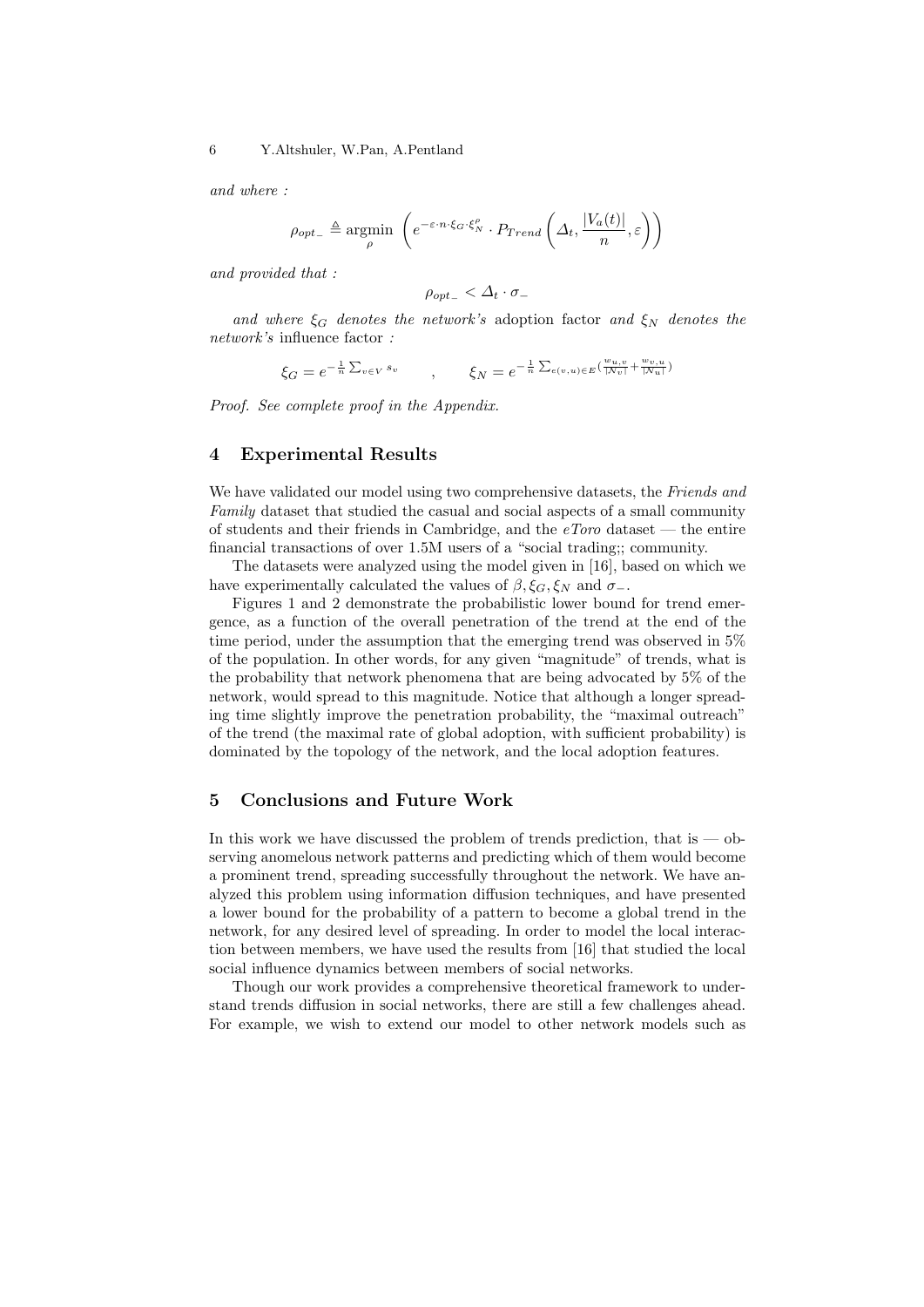*and where :*

$$\rho_{opt_-} \triangleq \underset{\rho}{\operatorname{argmin}} \left( e^{-\varepsilon \cdot n \cdot \xi_G \cdot \xi_N^{\rho}} \cdot P_{Trend}\left( \Delta_t, \frac{|V_a(t)|}{n}, \varepsilon \right) \right)$$

*and provided that :*

$$\rho_{opt_-} < \Delta_t \cdot \sigma_-$$

*and where* $\xi_G$ *denotes the network's* adoption factor *and* $\xi_N$ *denotes the network's* influence factor *:*

$$\xi_G = e^{-\frac{1}{n}\sum_{v \in V} s_v} \qquad , \qquad \xi_N = e^{-\frac{1}{n}\sum_{e(v,u) \in E}\left(\frac{w_{u,v}}{|\mathcal{N}_v|} + \frac{w_{v,u}}{|\mathcal{N}_u|}\right)}$$

*Proof. See complete proof in the Appendix.*

## 4 Experimental Results

We have validated our model using two comprehensive datasets, the *Friends and Family* dataset that studied the casual and social aspects of a small community of students and their friends in Cambridge, and the *eToro* dataset — the entire financial transactions of over 1.5M users of a "social trading;; community.

The datasets were analyzed using the model given in [16], based on which we have experimentally calculated the values of $\beta, \xi_G, \xi_N$ and $\sigma_-$.

Figures 1 and 2 demonstrate the probabilistic lower bound for trend emergence, as a function of the overall penetration of the trend at the end of the time period, under the assumption that the emerging trend was observed in 5% of the population. In other words, for any given "magnitude" of trends, what is the probability that network phenomena that are being advocated by 5% of the network, would spread to this magnitude. Notice that although a longer spreading time slightly improve the penetration probability, the "maximal outreach" of the trend (the maximal rate of global adoption, with sufficient probability) is dominated by the topology of the network, and the local adoption features.

## 5 Conclusions and Future Work

In this work we have discussed the problem of trends prediction, that is — observing anomelous network patterns and predicting which of them would become a prominent trend, spreading successfully throughout the network. We have analyzed this problem using information diffusion techniques, and have presented a lower bound for the probability of a pattern to become a global trend in the network, for any desired level of spreading. In order to model the local interaction between members, we have used the results from [16] that studied the local social influence dynamics between members of social networks.

Though our work provides a comprehensive theoretical framework to understand trends diffusion in social networks, there are still a few challenges ahead. For example, we wish to extend our model to other network models such as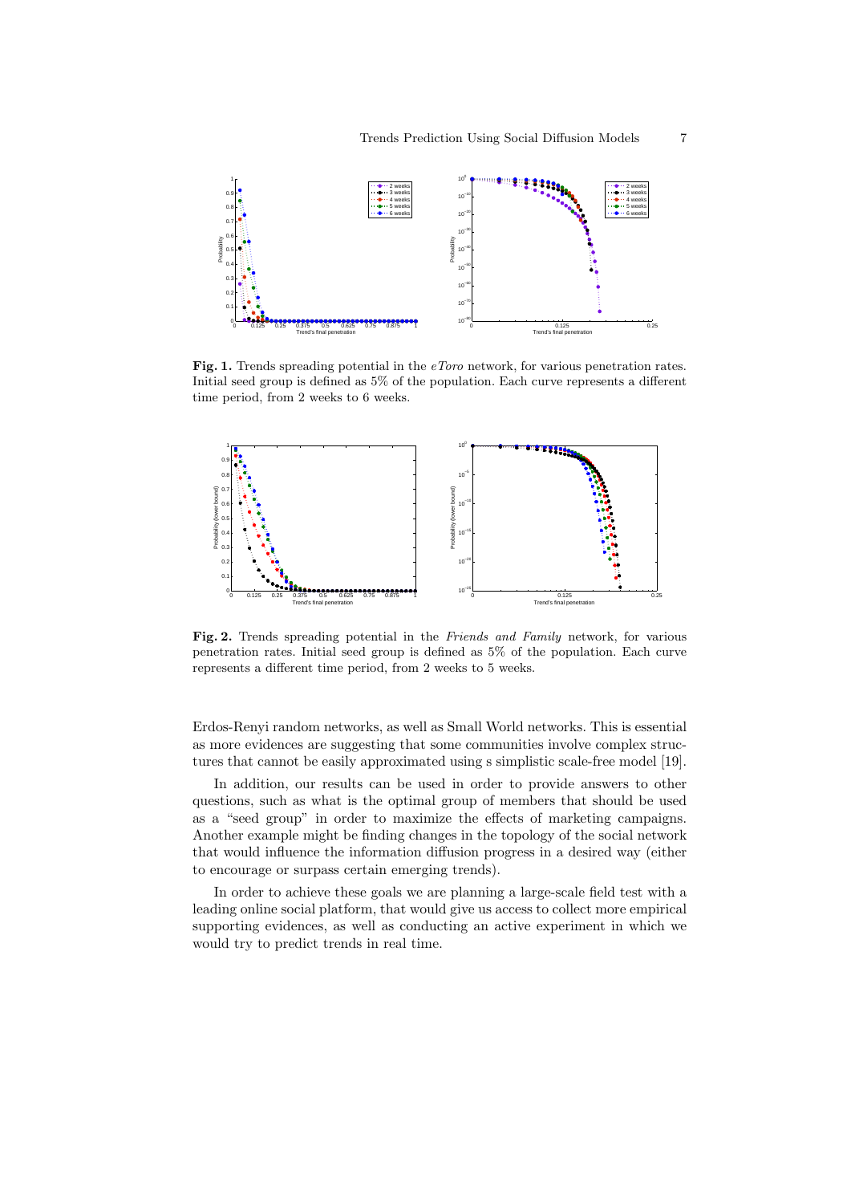**Fig. 1.** Trends spreading potential in the *eToro* network, for various penetration rates. Initial seed group is defined as 5% of the population. Each curve represents a different time period, from 2 weeks to 6 weeks.

**Fig. 2.** Trends spreading potential in the *Friends and Family* network, for various penetration rates. Initial seed group is defined as 5% of the population. Each curve represents a different time period, from 2 weeks to 5 weeks.

Erdos-Renyi random networks, as well as Small World networks. This is essential as more evidences are suggesting that some communities involve complex structures that cannot be easily approximated using s simplistic scale-free model [19].

In addition, our results can be used in order to provide answers to other questions, such as what is the optimal group of members that should be used as a "seed group" in order to maximize the effects of marketing campaigns. Another example might be finding changes in the topology of the social network that would influence the information diffusion progress in a desired way (either to encourage or surpass certain emerging trends).

In order to achieve these goals we are planning a large-scale field test with a leading online social platform, that would give us access to collect more empirical supporting evidences, as well as conducting an active experiment in which we would try to predict trends in real time.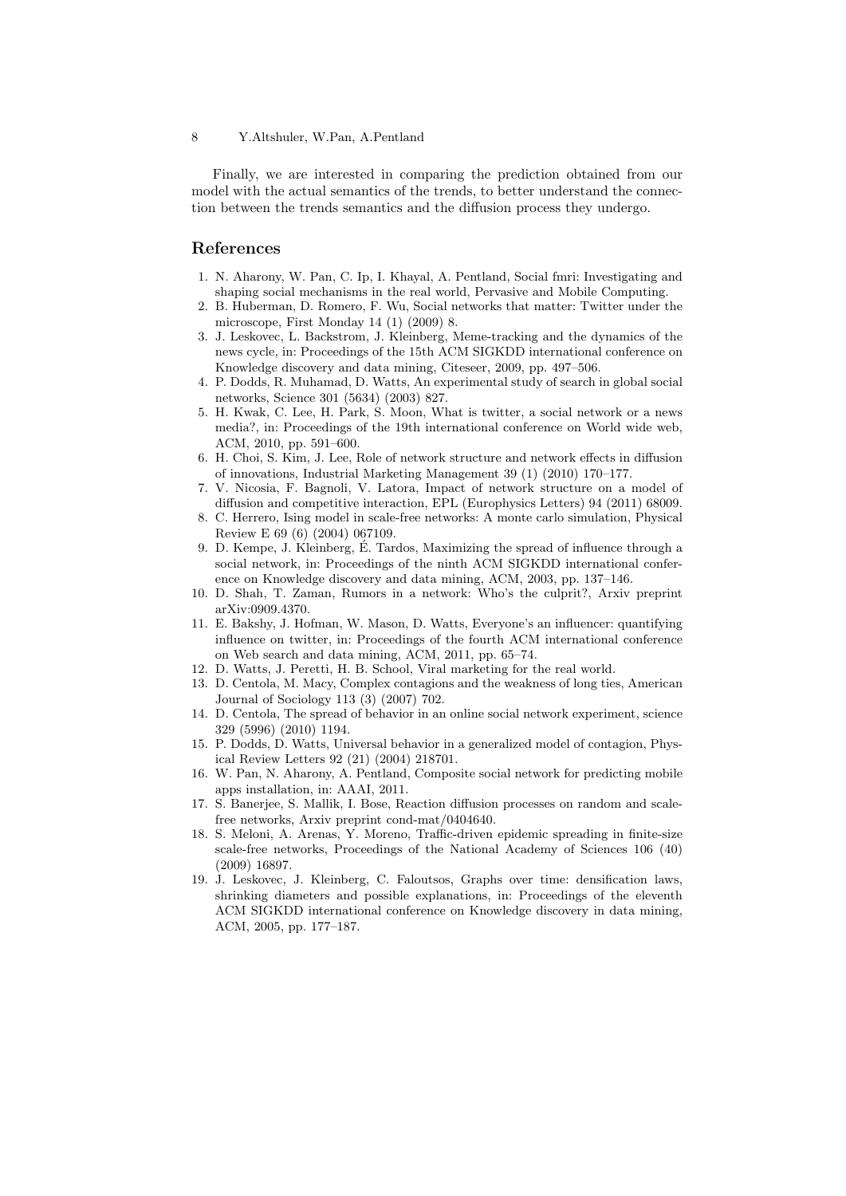Finally, we are interested in comparing the prediction obtained from our model with the actual semantics of the trends, to better understand the connection between the trends semantics and the diffusion process they undergo.

## References

1. N. Aharony, W. Pan, C. Ip, I. Khayal, A. Pentland, Social fmri: Investigating and shaping social mechanisms in the real world, Pervasive and Mobile Computing.
2. B. Huberman, D. Romero, F. Wu, Social networks that matter: Twitter under the microscope, First Monday 14 (1) (2009) 8.
3. J. Leskovec, L. Backstrom, J. Kleinberg, Meme-tracking and the dynamics of the news cycle, in: Proceedings of the 15th ACM SIGKDD international conference on Knowledge discovery and data mining, Citeseer, 2009, pp. 497–506.
4. P. Dodds, R. Muhamad, D. Watts, An experimental study of search in global social networks, Science 301 (5634) (2003) 827.
5. H. Kwak, C. Lee, H. Park, S. Moon, What is twitter, a social network or a news media?, in: Proceedings of the 19th international conference on World wide web, ACM, 2010, pp. 591–600.
6. H. Choi, S. Kim, J. Lee, Role of network structure and network effects in diffusion of innovations, Industrial Marketing Management 39 (1) (2010) 170–177.
7. V. Nicosia, F. Bagnoli, V. Latora, Impact of network structure on a model of diffusion and competitive interaction, EPL (Europhysics Letters) 94 (2011) 68009.
8. C. Herrero, Ising model in scale-free networks: A monte carlo simulation, Physical Review E 69 (6) (2004) 067109.
9. D. Kempe, J. Kleinberg, É. Tardos, Maximizing the spread of influence through a social network, in: Proceedings of the ninth ACM SIGKDD international conference on Knowledge discovery and data mining, ACM, 2003, pp. 137–146.
10. D. Shah, T. Zaman, Rumors in a network: Who's the culprit?, Arxiv preprint arXiv:0909.4370.
11. E. Bakshy, J. Hofman, W. Mason, D. Watts, Everyone's an influencer: quantifying influence on twitter, in: Proceedings of the fourth ACM international conference on Web search and data mining, ACM, 2011, pp. 65–74.
12. D. Watts, J. Peretti, H. B. School, Viral marketing for the real world.
13. D. Centola, M. Macy, Complex contagions and the weakness of long ties, American Journal of Sociology 113 (3) (2007) 702.
14. D. Centola, The spread of behavior in an online social network experiment, science 329 (5996) (2010) 1194.
15. P. Dodds, D. Watts, Universal behavior in a generalized model of contagion, Physical Review Letters 92 (21) (2004) 218701.
16. W. Pan, N. Aharony, A. Pentland, Composite social network for predicting mobile apps installation, in: AAAI, 2011.
17. S. Banerjee, S. Mallik, I. Bose, Reaction diffusion processes on random and scale-free networks, Arxiv preprint cond-mat/0404640.
18. S. Meloni, A. Arenas, Y. Moreno, Traffic-driven epidemic spreading in finite-size scale-free networks, Proceedings of the National Academy of Sciences 106 (40) (2009) 16897.
19. J. Leskovec, J. Kleinberg, C. Faloutsos, Graphs over time: densification laws, shrinking diameters and possible explanations, in: Proceedings of the eleventh ACM SIGKDD international conference on Knowledge discovery in data mining, ACM, 2005, pp. 177–187.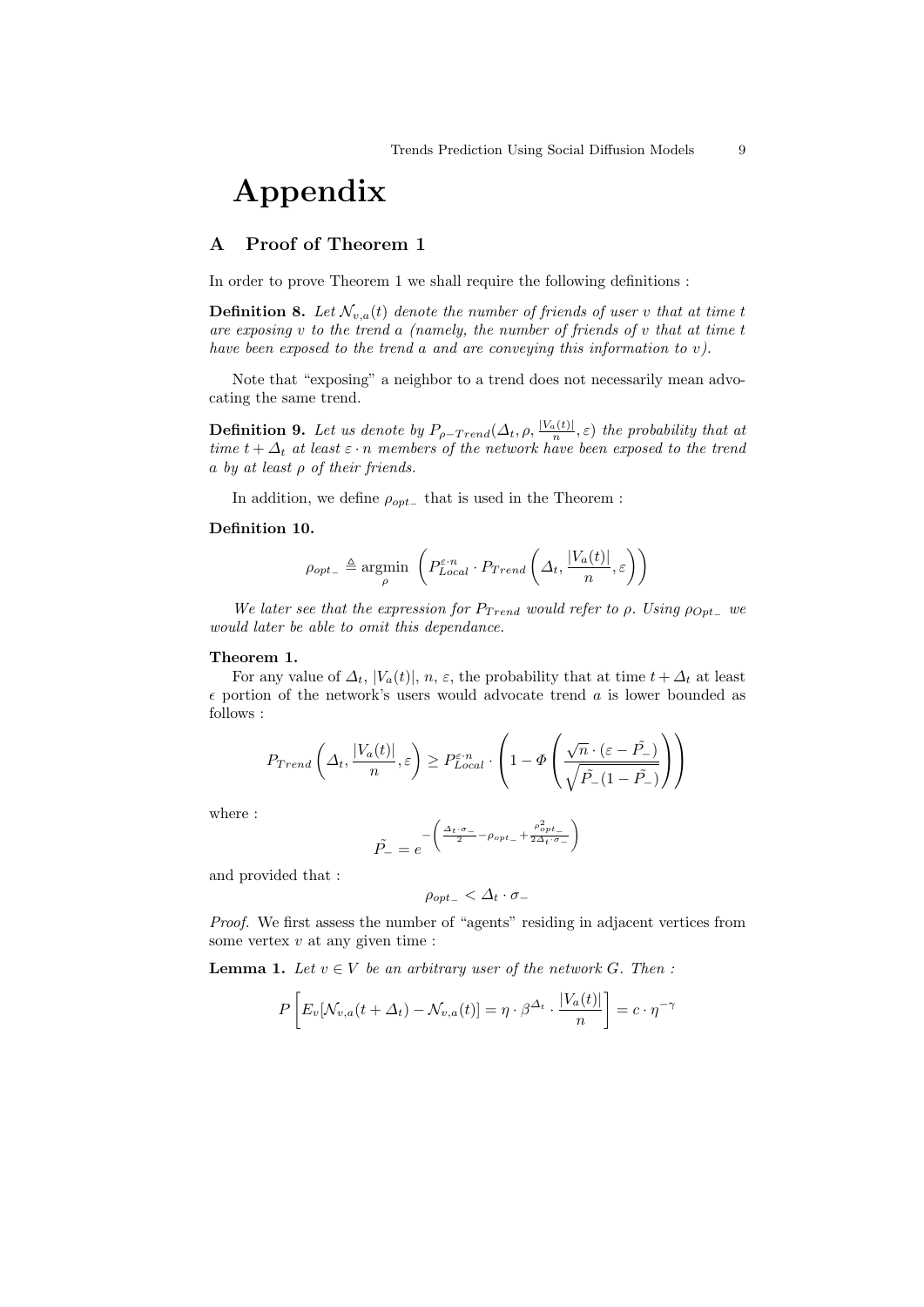# Appendix

## A Proof of Theorem 1

In order to prove Theorem 1 we shall require the following definitions :

**Definition 8.** *Let $\mathcal{N}_{v,a}(t)$ denote the number of friends of user $v$ that at time $t$ are exposing $v$ to the trend $a$ (namely, the number of friends of $v$ that at time $t$ have been exposed to the trend $a$ and are conveying this information to $v$).*

Note that "exposing" a neighbor to a trend does not necessarily mean advocating the same trend.

**Definition 9.** *Let us denote by $P_{\rho-Trend}(\Delta_t, \rho, \frac{|V_a(t)|}{n}, \varepsilon)$ the probability that at time $t + \Delta_t$ at least $\varepsilon \cdot n$ members of the network have been exposed to the trend $a$ by at least $\rho$ of their friends.*

In addition, we define $\rho_{opt_-}$ that is used in the Theorem :

**Definition 10.**

$$\rho_{opt_-} \triangleq \operatorname*{argmin}_{\rho} \left( P_{Local}^{\varepsilon \cdot n} \cdot P_{Trend}\left(\Delta_t, \frac{|V_a(t)|}{n}, \varepsilon\right)\right)$$

*We later see that the expression for $P_{Trend}$ would refer to $\rho$. Using $\rho_{Opt_-}$ we would later be able to omit this dependance.*

**Theorem 1.**
For any value of $\Delta_t$, $|V_a(t)|$, $n$, $\varepsilon$, the probability that at time $t + \Delta_t$ at least $\epsilon$ portion of the network's users would advocate trend $a$ is lower bounded as follows :

$$P_{Trend}\left(\Delta_t, \frac{|V_a(t)|}{n}, \varepsilon\right) \geq P_{Local}^{\varepsilon \cdot n} \cdot \left(1 - \Phi\left(\frac{\sqrt{n} \cdot (\varepsilon - \tilde{P_-})}{\sqrt{\tilde{P_-}(1 - \tilde{P_-})}}\right)\right)$$

where :

$$\tilde{P_-} = e^{-\left(\frac{\Delta_t \cdot \sigma_-}{2} - \rho_{opt_-} + \frac{\rho_{opt_-}^2}{2\Delta_t \cdot \sigma_-}\right)}$$

and provided that :

$$\rho_{opt_-} < \Delta_t \cdot \sigma_-$$

*Proof.* We first assess the number of "agents" residing in adjacent vertices from some vertex $v$ at any given time :

**Lemma 1.** *Let $v \in V$ be an arbitrary user of the network $G$. Then :*

$$P\left[E_v[\mathcal{N}_{v,a}(t + \Delta_t) - \mathcal{N}_{v,a}(t)] = \eta \cdot \beta^{\Delta_t} \cdot \frac{|V_a(t)|}{n}\right] = c \cdot \eta^{-\gamma}$$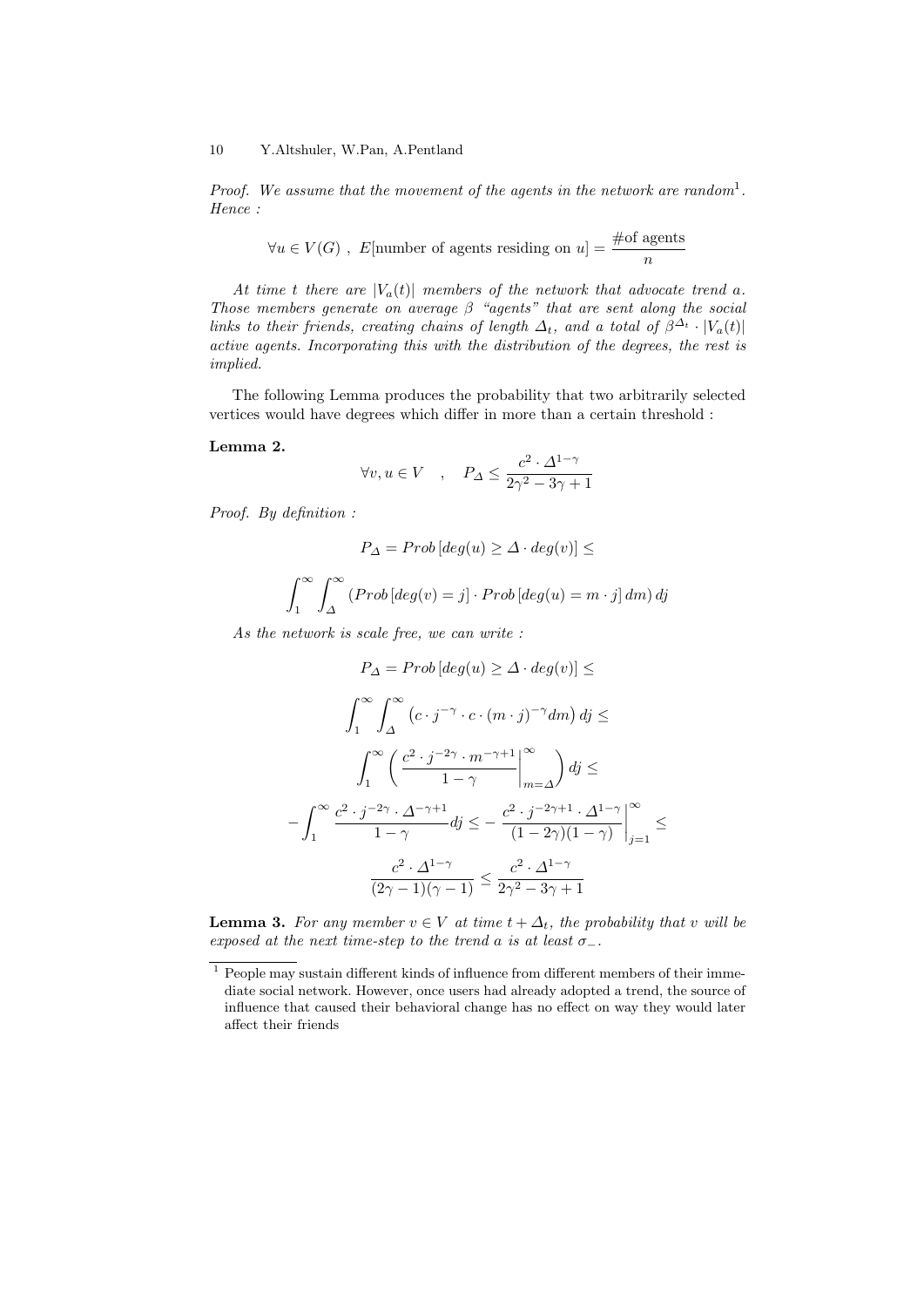*Proof. We assume that the movement of the agents in the network are random*[1]. *Hence :*

$$\forall u \in V(G) \ , \ E[\text{number of agents residing on } u] = \frac{\#\text{of agents}}{n}$$

*At time $t$ there are $|V_a(t)|$ members of the network that advocate trend $a$. Those members generate on average $\beta$ "agents" that are sent along the social links to their friends, creating chains of length $\Delta_t$, and a total of $\beta^{\Delta_t} \cdot |V_a(t)|$ active agents. Incorporating this with the distribution of the degrees, the rest is implied.*

The following Lemma produces the probability that two arbitrarily selected vertices would have degrees which differ in more than a certain threshold :

**Lemma 2.**

$$\forall v, u \in V \quad , \quad P_\Delta \leq \frac{c^2 \cdot \Delta^{1-\gamma}}{2\gamma^2 - 3\gamma + 1}$$

*Proof. By definition :*

$$P_\Delta = Prob\left[deg(u) \geq \Delta \cdot deg(v)\right] \leq$$

$$\int_1^\infty \int_\Delta^\infty \left(Prob\left[deg(v) = j\right] \cdot Prob\left[deg(u) = m \cdot j\right] dm\right) dj$$

*As the network is scale free, we can write :*

$$P_\Delta = Prob\left[deg(u) \geq \Delta \cdot deg(v)\right] \leq$$

$$\int_1^\infty \int_\Delta^\infty \left(c \cdot j^{-\gamma} \cdot c \cdot (m \cdot j)^{-\gamma} dm\right) dj \leq$$

$$\int_1^\infty \left( \frac{c^2 \cdot j^{-2\gamma} \cdot m^{-\gamma+1}}{1-\gamma} \bigg|_{m=\Delta}^{\infty} \right) dj \leq$$

$$-\int_1^\infty \frac{c^2 \cdot j^{-2\gamma} \cdot \Delta^{-\gamma+1}}{1-\gamma} dj \leq -\left. \frac{c^2 \cdot j^{-2\gamma+1} \cdot \Delta^{1-\gamma}}{(1-2\gamma)(1-\gamma)} \right|_{j=1}^{\infty} \leq$$

$$\frac{c^2 \cdot \Delta^{1-\gamma}}{(2\gamma-1)(\gamma-1)} \leq \frac{c^2 \cdot \Delta^{1-\gamma}}{2\gamma^2 - 3\gamma + 1}$$

**Lemma 3.** *For any member $v \in V$ at time $t + \Delta_t$, the probability that $v$ will be exposed at the next time-step to the trend $a$ is at least $\sigma_-$.*

---

[1] People may sustain different kinds of influence from different members of their immediate social network. However, once users had already adopted a trend, the source of influence that caused their behavioral change has no effect on way they would later affect their friends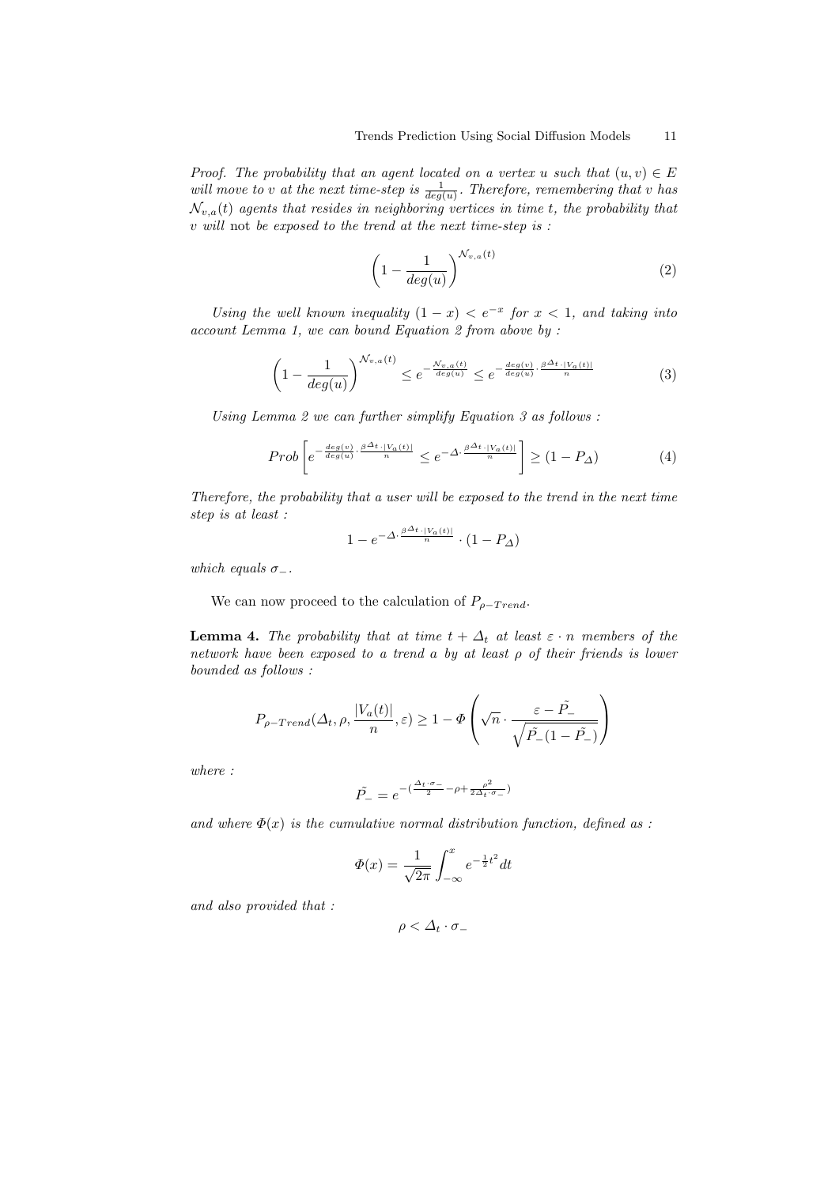*Proof. The probability that an agent located on a vertex $u$ such that $(u, v) \in E$ will move to $v$ at the next time-step is $\frac{1}{deg(u)}$. Therefore, remembering that $v$ has $\mathcal{N}_{v,a}(t)$ agents that resides in neighboring vertices in time $t$, the probability that $v$ will* not *be exposed to the trend at the next time-step is :*

$$\left(1 - \frac{1}{deg(u)}\right)^{\mathcal{N}_{v,a}(t)} \tag{2}$$

*Using the well known inequality $(1 - x) < e^{-x}$ for $x < 1$, and taking into account Lemma 1, we can bound Equation 2 from above by :*

$$\left(1 - \frac{1}{deg(u)}\right)^{\mathcal{N}_{v,a}(t)} \leq e^{-\frac{\mathcal{N}_{v,a}(t)}{deg(u)}} \leq e^{-\frac{deg(v)}{deg(u)} \cdot \frac{\beta^{\Delta_t} \cdot |V_a(t)|}{n}} \tag{3}$$

*Using Lemma 2 we can further simplify Equation 3 as follows :*

$$Prob\left[e^{-\frac{deg(v)}{deg(u)} \cdot \frac{\beta^{\Delta_t} \cdot |V_a(t)|}{n}} \leq e^{-\Delta \cdot \frac{\beta^{\Delta_t} \cdot |V_a(t)|}{n}}\right] \geq (1 - P_{\Delta}) \tag{4}$$

*Therefore, the probability that a user will be exposed to the trend in the next time step is at least :*

$$1 - e^{-\Delta \cdot \frac{\beta^{\Delta_t} \cdot |V_a(t)|}{n}} \cdot (1 - P_{\Delta})$$

*which equals $\sigma_-$.*

We can now proceed to the calculation of $P_{\rho-Trend}$.

**Lemma 4.** *The probability that at time $t + \Delta_t$ at least $\varepsilon \cdot n$ members of the network have been exposed to a trend $a$ by at least $\rho$ of their friends is lower bounded as follows :*

$$P_{\rho-Trend}(\Delta_t, \rho, \frac{|V_a(t)|}{n}, \varepsilon) \geq 1 - \Phi\left(\sqrt{n} \cdot \frac{\varepsilon - \tilde{P_-}}{\sqrt{\tilde{P_-}(1 - \tilde{P_-})}}\right)$$

*where :*

$$\tilde{P_-} = e^{-(\frac{\Delta_t \cdot \sigma_-}{2} - \rho + \frac{\rho^2}{2\Delta_t \cdot \sigma_-})}$$

*and where $\Phi(x)$ is the cumulative normal distribution function, defined as :*

$$\Phi(x) = \frac{1}{\sqrt{2\pi}} \int_{-\infty}^{x} e^{-\frac{1}{2}t^2} dt$$

*and also provided that :*

$$\rho < \Delta_t \cdot \sigma_-$$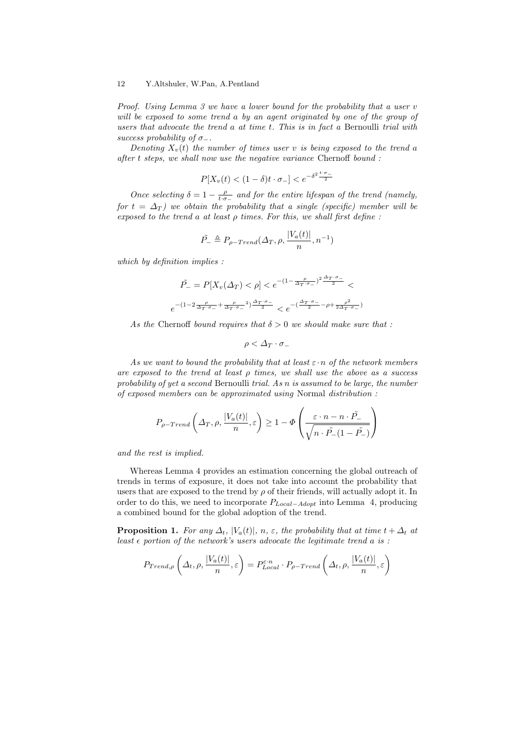*Proof.* *Using Lemma 3 we have a lower bound for the probability that a user $v$ will be exposed to some trend $a$ by an agent originated by one of the group of users that advocate the trend $a$ at time $t$. This is in fact a* Bernoulli *trial with success probability of $\sigma_-$.*

*Denoting $X_v(t)$ the number of times user $v$ is being exposed to the trend $a$ after $t$ steps, we shall now use the negative variance* Chernoff *bound :*

$$P[X_v(t) < (1-\delta)t \cdot \sigma_-] < e^{-\delta^2 \frac{t \cdot \sigma_-}{2}}$$

*Once selecting $\delta = 1 - \frac{\rho}{t \cdot \sigma_-}$ and for the entire lifespan of the trend (namely, for $t = \Delta_T$) we obtain the probability that a single (specific) member will be exposed to the trend $a$ at least $\rho$ times. For this, we shall first define :*

$$\tilde{P_-} \triangleq P_{\rho-Trend}(\Delta_T, \rho, \frac{|V_a(t)|}{n}, n^{-1})$$

*which by definition implies :*

$$\tilde{P_-} = P[X_v(\Delta_T) < \rho] < e^{-(1-\frac{\rho}{\Delta_T \cdot \sigma_-})^2 \frac{\Delta_T \cdot \sigma_-}{2}} <$$

$$e^{-(1-2\frac{\rho}{\Delta_T \cdot \sigma_-} + \frac{\rho}{\Delta_T \cdot \sigma_-}^2)\frac{\Delta_T \cdot \sigma_-}{2}} < e^{-(\frac{\Delta_T \cdot \sigma_-}{2} - \rho + \frac{\rho^2}{2\Delta_T \cdot \sigma_-})}$$

*As the* Chernoff *bound requires that $\delta > 0$ we should make sure that :*

$$\rho < \Delta_T \cdot \sigma_-$$

*As we want to bound the probability that at least $\varepsilon \cdot n$ of the network members are exposed to the trend at least $\rho$ times, we shall use the above as a success probability of yet a second* Bernoulli *trial. As $n$ is assumed to be large, the number of exposed members can be approximated using* Normal *distribution :*

$$P_{\rho-Trend}\left(\Delta_T, \rho, \frac{|V_a(t)|}{n}, \varepsilon\right) \geq 1 - \Phi\left(\frac{\varepsilon \cdot n - n \cdot \tilde{P_-}}{\sqrt{n \cdot \tilde{P_-}(1-\tilde{P_-})}}\right)$$

*and the rest is implied.*

Whereas Lemma 4 provides an estimation concerning the global outreach of trends in terms of exposure, it does not take into account the probability that users that are exposed to the trend by $\rho$ of their friends, will actually adopt it. In order to do this, we need to incorporate $P_{Local-Adopt}$ into Lemma 4, producing a combined bound for the global adoption of the trend.

**Proposition 1.** *For any $\Delta_t$, $|V_a(t)|$, $n$, $\varepsilon$, the probability that at time $t + \Delta_t$ at least $\epsilon$ portion of the network's users advocate the legitimate trend $a$ is :*

$$P_{Trend,\rho}\left(\Delta_t, \rho, \frac{|V_a(t)|}{n}, \varepsilon\right) = P_{Local}^{\varepsilon \cdot n} \cdot P_{\rho-Trend}\left(\Delta_t, \rho, \frac{|V_a(t)|}{n}, \varepsilon\right)$$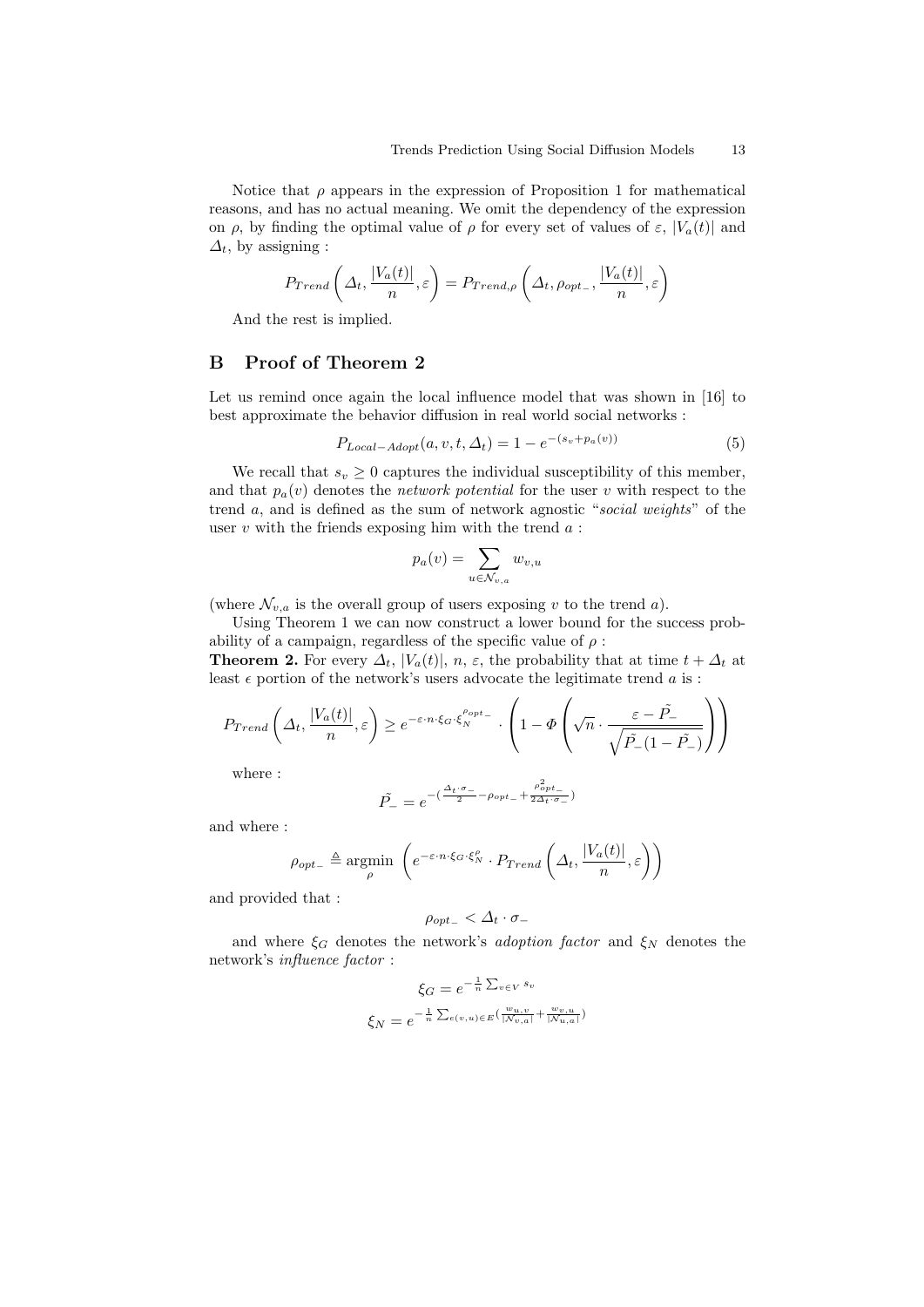Notice that $\rho$ appears in the expression of Proposition 1 for mathematical reasons, and has no actual meaning. We omit the dependency of the expression on $\rho$, by finding the optimal value of $\rho$ for every set of values of $\varepsilon$, $|V_a(t)|$ and $\Delta_t$, by assigning :

$$P_{Trend}\left(\Delta_t, \frac{|V_a(t)|}{n}, \varepsilon\right) = P_{Trend,\rho}\left(\Delta_t, \rho_{opt_-}, \frac{|V_a(t)|}{n}, \varepsilon\right)$$

And the rest is implied.

## B Proof of Theorem 2

Let us remind once again the local influence model that was shown in [16] to best approximate the behavior diffusion in real world social networks :

$$P_{Local-Adopt}(a, v, t, \Delta_t) = 1 - e^{-(s_v + p_a(v))} \tag{5}$$

We recall that $s_v \geq 0$ captures the individual susceptibility of this member, and that $p_a(v)$ denotes the *network potential* for the user $v$ with respect to the trend $a$, and is defined as the sum of network agnostic "*social weights*" of the user $v$ with the friends exposing him with the trend $a$ :

$$p_a(v) = \sum_{u \in \mathcal{N}_{v,a}} w_{v,u}$$

(where $\mathcal{N}_{v,a}$ is the overall group of users exposing $v$ to the trend $a$).

Using Theorem 1 we can now construct a lower bound for the success probability of a campaign, regardless of the specific value of $\rho$ :

**Theorem 2.** For every $\Delta_t$, $|V_a(t)|$, $n$, $\varepsilon$, the probability that at time $t + \Delta_t$ at least $\epsilon$ portion of the network's users advocate the legitimate trend $a$ is :

$$P_{Trend}\left(\Delta_t, \frac{|V_a(t)|}{n}, \varepsilon\right) \geq e^{-\varepsilon \cdot n \cdot \xi_G \cdot \xi_N^{\rho_{opt_-}}} \cdot \left(1 - \Phi\left(\sqrt{n} \cdot \frac{\varepsilon - \tilde{P_-}}{\sqrt{\tilde{P_-}(1 - \tilde{P_-})}}\right)\right)$$

where :

$$\tilde{P_-} = e^{-\left(\frac{\Delta_t \cdot \sigma_-}{2} - \rho_{opt_-} + \frac{\rho_{opt_-}^2}{2\Delta_t \cdot \sigma_-}\right)}$$

and where :

$$\rho_{opt_-} \triangleq \underset{\rho}{\operatorname{argmin}} \left(e^{-\varepsilon \cdot n \cdot \xi_G \cdot \xi_N^{\rho}} \cdot P_{Trend}\left(\Delta_t, \frac{|V_a(t)|}{n}, \varepsilon\right)\right)$$

and provided that :

$$\rho_{opt_-} < \Delta_t \cdot \sigma_-$$

and where $\xi_G$ denotes the network's *adoption factor* and $\xi_N$ denotes the network's *influence factor* :

$$\xi_G = e^{-\frac{1}{n}\sum_{v \in V} s_v}$$

$$\xi_N = e^{-\frac{1}{n}\sum_{e(v,u) \in E}\left(\frac{w_{u,v}}{|\mathcal{N}_{v,a}|} + \frac{w_{v,u}}{|\mathcal{N}_{u,a}|}\right)}$$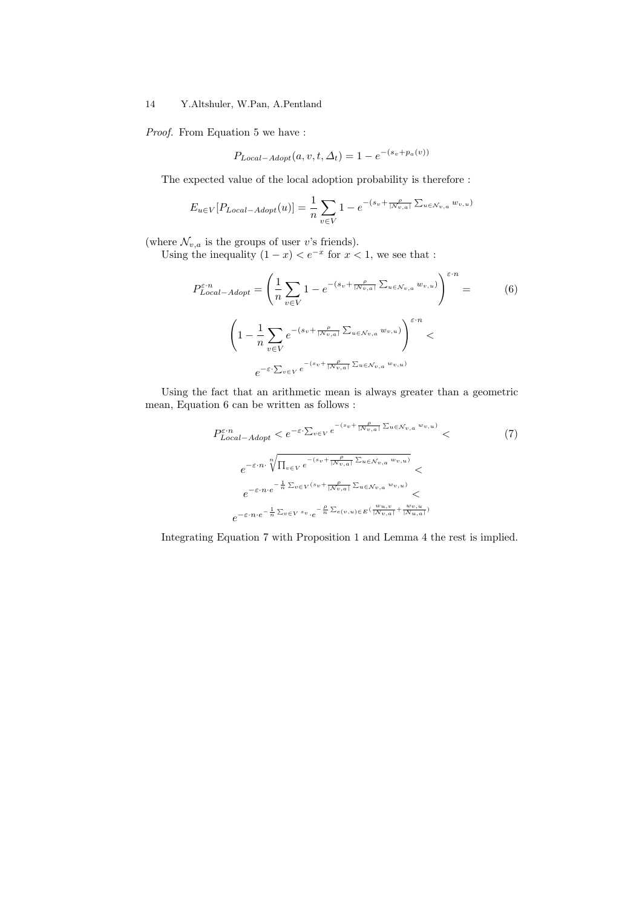*Proof.* From Equation 5 we have :

$$P_{Local-Adopt}(a, v, t, \Delta_t) = 1 - e^{-(s_v + p_a(v))}$$

The expected value of the local adoption probability is therefore :

$$E_{u \in V}[P_{Local-Adopt}(u)] = \frac{1}{n} \sum_{v \in V} 1 - e^{-(s_v + \frac{\rho}{|\mathcal{N}_{v,a}|} \sum_{u \in \mathcal{N}_{v,a}} w_{v,u})}$$

(where $\mathcal{N}_{v,a}$ is the groups of user $v$'s friends).

Using the inequality $(1 - x) < e^{-x}$ for $x < 1$, we see that :

$$P^{\varepsilon \cdot n}_{Local-Adopt} = \left( \frac{1}{n} \sum_{v \in V} 1 - e^{-(s_v + \frac{\rho}{|\mathcal{N}_{v,a}|} \sum_{u \in \mathcal{N}_{v,a}} w_{v,u})} \right)^{\varepsilon \cdot n} = \tag{6}$$

$$\left( 1 - \frac{1}{n} \sum_{v \in V} e^{-(s_v + \frac{\rho}{|\mathcal{N}_{v,a}|} \sum_{u \in \mathcal{N}_{v,a}} w_{v,u})} \right)^{\varepsilon \cdot n} <$$

$$e^{-\varepsilon \cdot \sum_{v \in V} e^{-(s_v + \frac{\rho}{|\mathcal{N}_{v,a}|} \sum_{u \in \mathcal{N}_{v,a}} w_{v,u})}}$$

Using the fact that an arithmetic mean is always greater than a geometric mean, Equation 6 can be written as follows :

$$P^{\varepsilon \cdot n}_{Local-Adopt} < e^{-\varepsilon \cdot \sum_{v \in V} e^{-(s_v + \frac{\rho}{|\mathcal{N}_{v,a}|} \sum_{u \in \mathcal{N}_{v,a}} w_{v,u})}} < \tag{7}$$

$$e^{-\varepsilon \cdot n \cdot \sqrt[n]{\prod_{v \in V} e^{-(s_v + \frac{\rho}{|\mathcal{N}_{v,a}|} \sum_{u \in \mathcal{N}_{v,a}} w_{v,u})}}} <$$

$$e^{-\varepsilon \cdot n \cdot e^{-\frac{1}{n} \sum_{v \in V} (s_v + \frac{\rho}{|\mathcal{N}_{v,a}|} \sum_{u \in \mathcal{N}_{v,a}} w_{v,u})}} <$$

$$e^{-\varepsilon \cdot n \cdot e^{-\frac{1}{n} \sum_{v \in V} s_v} \cdot e^{-\frac{\rho}{n} \sum_{e(v,u) \in E} (\frac{w_{u,v}}{|\mathcal{N}_{v,a}|} + \frac{w_{v,u}}{|\mathcal{N}_{u,a}|})}}$$

Integrating Equation 7 with Proposition 1 and Lemma 4 the rest is implied.